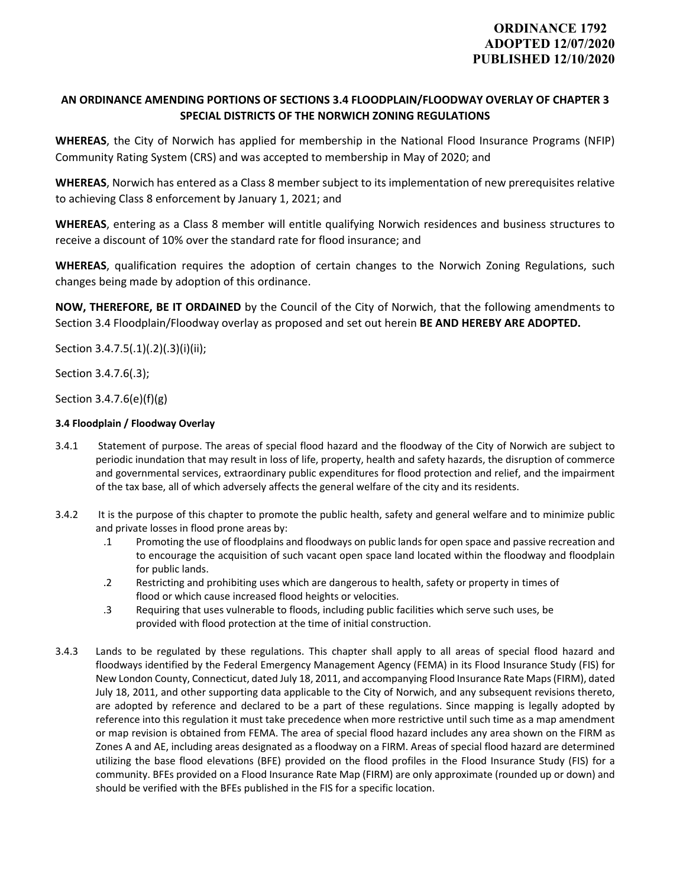**ORDINANCE 1792**
**ADOPTED 12/07/2020**
**PUBLISHED 12/10/2020**

## AN ORDINANCE AMENDING PORTIONS OF SECTIONS 3.4 FLOODPLAIN/FLOODWAY OVERLAY OF CHAPTER 3 SPECIAL DISTRICTS OF THE NORWICH ZONING REGULATIONS

**WHEREAS**, the City of Norwich has applied for membership in the National Flood Insurance Programs (NFIP) Community Rating System (CRS) and was accepted to membership in May of 2020; and

**WHEREAS**, Norwich has entered as a Class 8 member subject to its implementation of new prerequisites relative to achieving Class 8 enforcement by January 1, 2021; and

**WHEREAS**, entering as a Class 8 member will entitle qualifying Norwich residences and business structures to receive a discount of 10% over the standard rate for flood insurance; and

**WHEREAS**, qualification requires the adoption of certain changes to the Norwich Zoning Regulations, such changes being made by adoption of this ordinance.

**NOW, THEREFORE, BE IT ORDAINED** by the Council of the City of Norwich, that the following amendments to Section 3.4 Floodplain/Floodway overlay as proposed and set out herein **BE AND HEREBY ARE ADOPTED.**

Section 3.4.7.5(.1)(.2)(.3)(i)(ii);

Section 3.4.7.6(.3);

Section 3.4.7.6(e)(f)(g)

### 3.4 Floodplain / Floodway Overlay

3.4.1 Statement of purpose. The areas of special flood hazard and the floodway of the City of Norwich are subject to periodic inundation that may result in loss of life, property, health and safety hazards, the disruption of commerce and governmental services, extraordinary public expenditures for flood protection and relief, and the impairment of the tax base, all of which adversely affects the general welfare of the city and its residents.

3.4.2 It is the purpose of this chapter to promote the public health, safety and general welfare and to minimize public and private losses in flood prone areas by:

- .1 Promoting the use of floodplains and floodways on public lands for open space and passive recreation and to encourage the acquisition of such vacant open space land located within the floodway and floodplain for public lands.
- .2 Restricting and prohibiting uses which are dangerous to health, safety or property in times of flood or which cause increased flood heights or velocities.
- .3 Requiring that uses vulnerable to floods, including public facilities which serve such uses, be provided with flood protection at the time of initial construction.

3.4.3 Lands to be regulated by these regulations. This chapter shall apply to all areas of special flood hazard and floodways identified by the Federal Emergency Management Agency (FEMA) in its Flood Insurance Study (FIS) for New London County, Connecticut, dated July 18, 2011, and accompanying Flood Insurance Rate Maps (FIRM), dated July 18, 2011, and other supporting data applicable to the City of Norwich, and any subsequent revisions thereto, are adopted by reference and declared to be a part of these regulations. Since mapping is legally adopted by reference into this regulation it must take precedence when more restrictive until such time as a map amendment or map revision is obtained from FEMA. The area of special flood hazard includes any area shown on the FIRM as Zones A and AE, including areas designated as a floodway on a FIRM. Areas of special flood hazard are determined utilizing the base flood elevations (BFE) provided on the flood profiles in the Flood Insurance Study (FIS) for a community. BFEs provided on a Flood Insurance Rate Map (FIRM) are only approximate (rounded up or down) and should be verified with the BFEs published in the FIS for a specific location.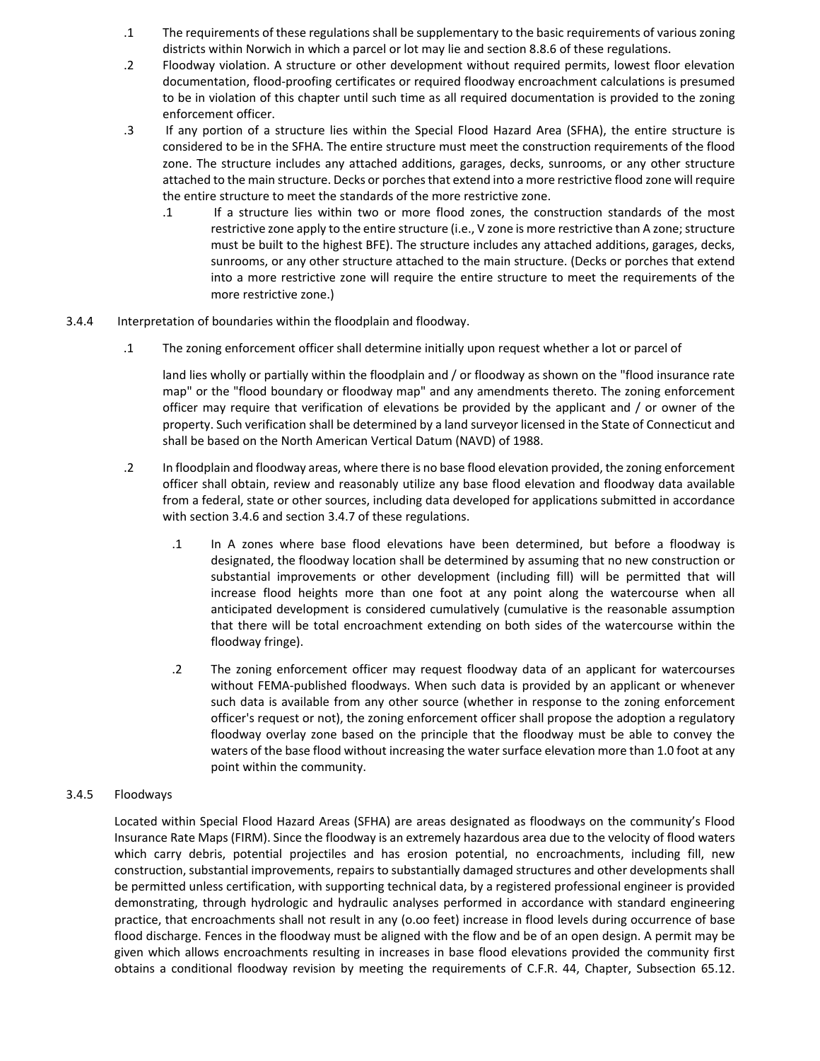.1 The requirements of these regulations shall be supplementary to the basic requirements of various zoning districts within Norwich in which a parcel or lot may lie and section 8.8.6 of these regulations.

.2 Floodway violation. A structure or other development without required permits, lowest floor elevation documentation, flood-proofing certificates or required floodway encroachment calculations is presumed to be in violation of this chapter until such time as all required documentation is provided to the zoning enforcement officer.

.3 If any portion of a structure lies within the Special Flood Hazard Area (SFHA), the entire structure is considered to be in the SFHA. The entire structure must meet the construction requirements of the flood zone. The structure includes any attached additions, garages, decks, sunrooms, or any other structure attached to the main structure. Decks or porches that extend into a more restrictive flood zone will require the entire structure to meet the standards of the more restrictive zone.

   .1 If a structure lies within two or more flood zones, the construction standards of the most restrictive zone apply to the entire structure (i.e., V zone is more restrictive than A zone; structure must be built to the highest BFE). The structure includes any attached additions, garages, decks, sunrooms, or any other structure attached to the main structure. (Decks or porches that extend into a more restrictive zone will require the entire structure to meet the requirements of the more restrictive zone.)

3.4.4 Interpretation of boundaries within the floodplain and floodway.

.1 The zoning enforcement officer shall determine initially upon request whether a lot or parcel of

land lies wholly or partially within the floodplain and / or floodway as shown on the "flood insurance rate map" or the "flood boundary or floodway map" and any amendments thereto. The zoning enforcement officer may require that verification of elevations be provided by the applicant and / or owner of the property. Such verification shall be determined by a land surveyor licensed in the State of Connecticut and shall be based on the North American Vertical Datum (NAVD) of 1988.

.2 In floodplain and floodway areas, where there is no base flood elevation provided, the zoning enforcement officer shall obtain, review and reasonably utilize any base flood elevation and floodway data available from a federal, state or other sources, including data developed for applications submitted in accordance with section 3.4.6 and section 3.4.7 of these regulations.

   .1 In A zones where base flood elevations have been determined, but before a floodway is designated, the floodway location shall be determined by assuming that no new construction or substantial improvements or other development (including fill) will be permitted that will increase flood heights more than one foot at any point along the watercourse when all anticipated development is considered cumulatively (cumulative is the reasonable assumption that there will be total encroachment extending on both sides of the watercourse within the floodway fringe).

   .2 The zoning enforcement officer may request floodway data of an applicant for watercourses without FEMA-published floodways. When such data is provided by an applicant or whenever such data is available from any other source (whether in response to the zoning enforcement officer's request or not), the zoning enforcement officer shall propose the adoption a regulatory floodway overlay zone based on the principle that the floodway must be able to convey the waters of the base flood without increasing the water surface elevation more than 1.0 foot at any point within the community.

3.4.5 Floodways

Located within Special Flood Hazard Areas (SFHA) are areas designated as floodways on the community's Flood Insurance Rate Maps (FIRM). Since the floodway is an extremely hazardous area due to the velocity of flood waters which carry debris, potential projectiles and has erosion potential, no encroachments, including fill, new construction, substantial improvements, repairs to substantially damaged structures and other developments shall be permitted unless certification, with supporting technical data, by a registered professional engineer is provided demonstrating, through hydrologic and hydraulic analyses performed in accordance with standard engineering practice, that encroachments shall not result in any (o.oo feet) increase in flood levels during occurrence of base flood discharge. Fences in the floodway must be aligned with the flow and be of an open design. A permit may be given which allows encroachments resulting in increases in base flood elevations provided the community first obtains a conditional floodway revision by meeting the requirements of C.F.R. 44, Chapter, Subsection 65.12.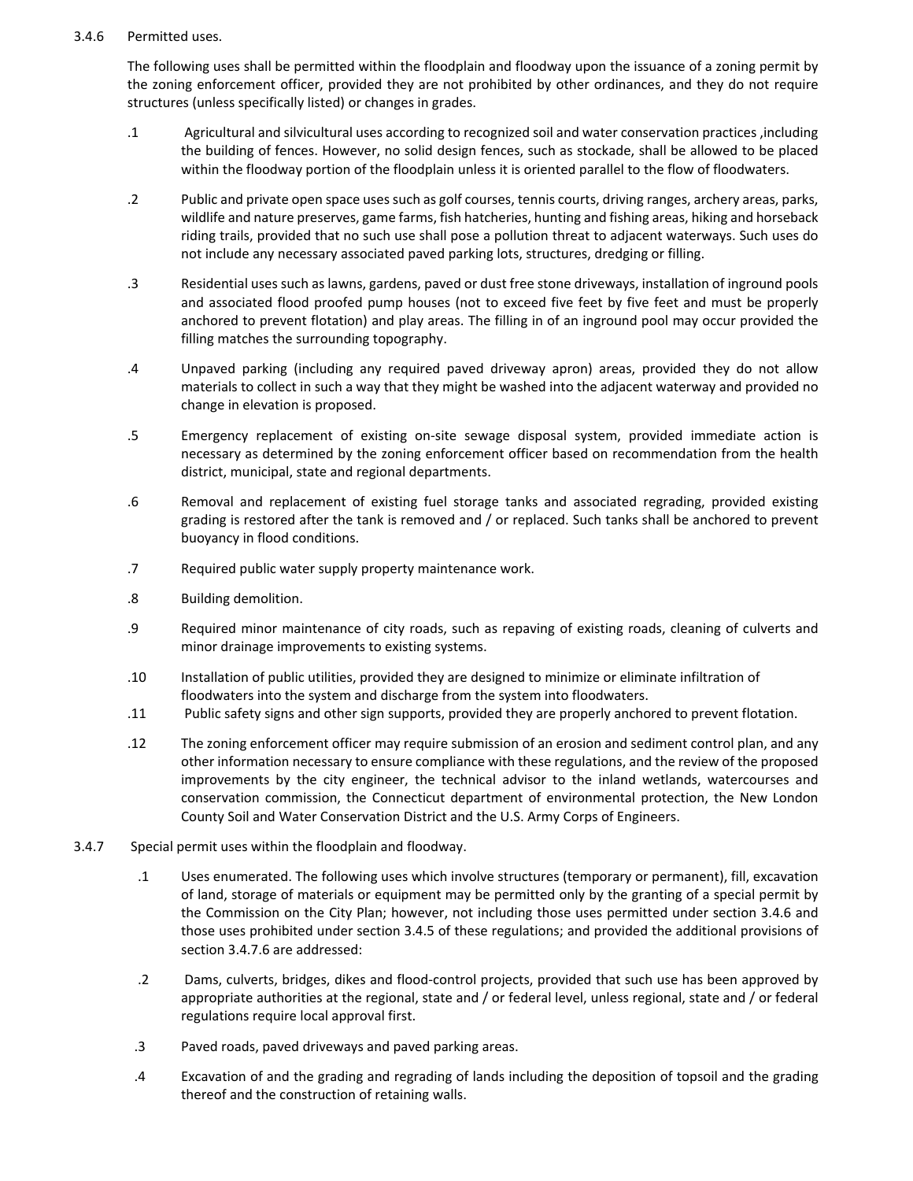3.4.6 Permitted uses.

The following uses shall be permitted within the floodplain and floodway upon the issuance of a zoning permit by the zoning enforcement officer, provided they are not prohibited by other ordinances, and they do not require structures (unless specifically listed) or changes in grades.

.1 Agricultural and silvicultural uses according to recognized soil and water conservation practices ,including the building of fences. However, no solid design fences, such as stockade, shall be allowed to be placed within the floodway portion of the floodplain unless it is oriented parallel to the flow of floodwaters.

.2 Public and private open space uses such as golf courses, tennis courts, driving ranges, archery areas, parks, wildlife and nature preserves, game farms, fish hatcheries, hunting and fishing areas, hiking and horseback riding trails, provided that no such use shall pose a pollution threat to adjacent waterways. Such uses do not include any necessary associated paved parking lots, structures, dredging or filling.

.3 Residential uses such as lawns, gardens, paved or dust free stone driveways, installation of inground pools and associated flood proofed pump houses (not to exceed five feet by five feet and must be properly anchored to prevent flotation) and play areas. The filling in of an inground pool may occur provided the filling matches the surrounding topography.

.4 Unpaved parking (including any required paved driveway apron) areas, provided they do not allow materials to collect in such a way that they might be washed into the adjacent waterway and provided no change in elevation is proposed.

.5 Emergency replacement of existing on-site sewage disposal system, provided immediate action is necessary as determined by the zoning enforcement officer based on recommendation from the health district, municipal, state and regional departments.

.6 Removal and replacement of existing fuel storage tanks and associated regrading, provided existing grading is restored after the tank is removed and / or replaced. Such tanks shall be anchored to prevent buoyancy in flood conditions.

.7 Required public water supply property maintenance work.

.8 Building demolition.

.9 Required minor maintenance of city roads, such as repaving of existing roads, cleaning of culverts and minor drainage improvements to existing systems.

.10 Installation of public utilities, provided they are designed to minimize or eliminate infiltration of floodwaters into the system and discharge from the system into floodwaters.

.11 Public safety signs and other sign supports, provided they are properly anchored to prevent flotation.

.12 The zoning enforcement officer may require submission of an erosion and sediment control plan, and any other information necessary to ensure compliance with these regulations, and the review of the proposed improvements by the city engineer, the technical advisor to the inland wetlands, watercourses and conservation commission, the Connecticut department of environmental protection, the New London County Soil and Water Conservation District and the U.S. Army Corps of Engineers.

3.4.7 Special permit uses within the floodplain and floodway.

.1 Uses enumerated. The following uses which involve structures (temporary or permanent), fill, excavation of land, storage of materials or equipment may be permitted only by the granting of a special permit by the Commission on the City Plan; however, not including those uses permitted under section 3.4.6 and those uses prohibited under section 3.4.5 of these regulations; and provided the additional provisions of section 3.4.7.6 are addressed:

.2 Dams, culverts, bridges, dikes and flood-control projects, provided that such use has been approved by appropriate authorities at the regional, state and / or federal level, unless regional, state and / or federal regulations require local approval first.

.3 Paved roads, paved driveways and paved parking areas.

.4 Excavation of and the grading and regrading of lands including the deposition of topsoil and the grading thereof and the construction of retaining walls.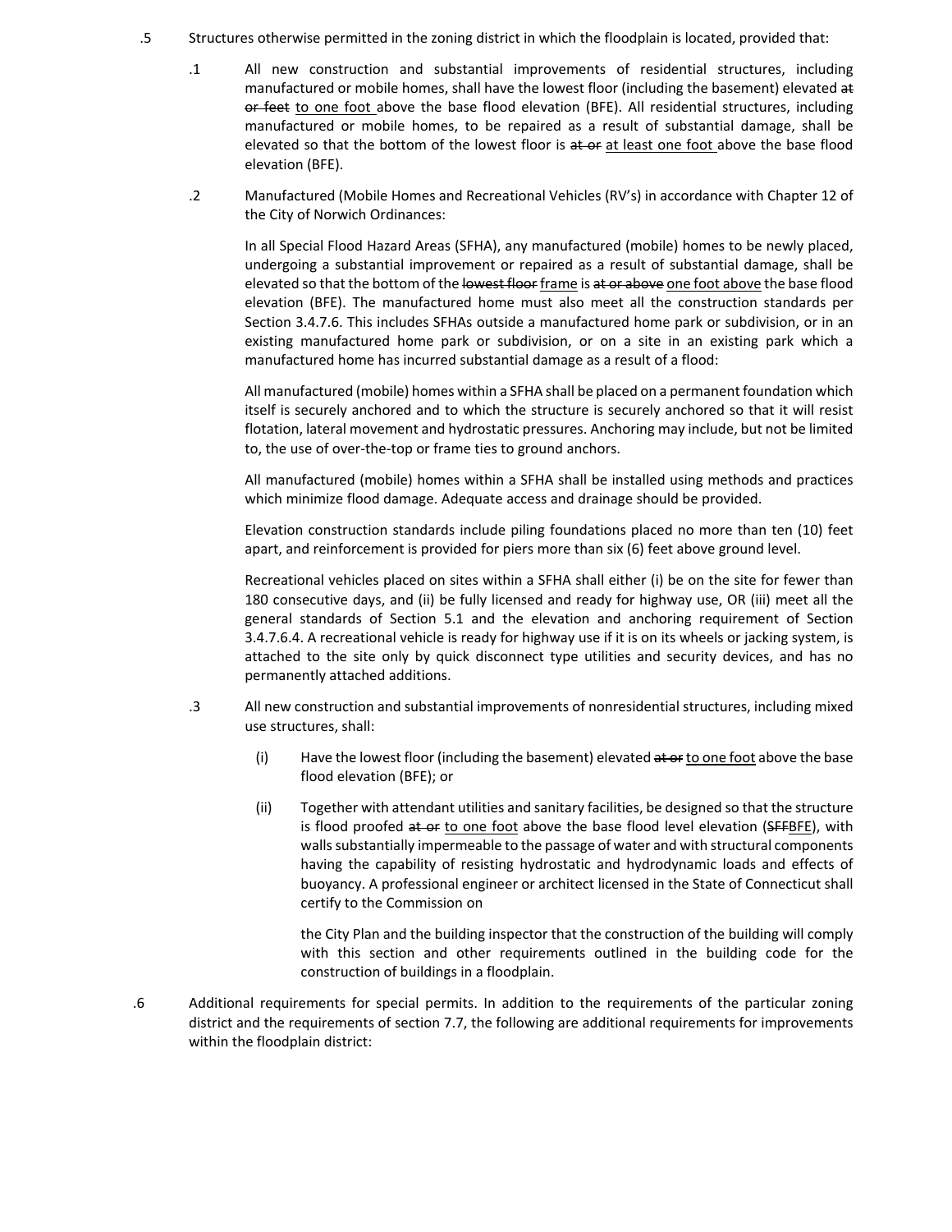.5 Structures otherwise permitted in the zoning district in which the floodplain is located, provided that:

.1 All new construction and substantial improvements of residential structures, including manufactured or mobile homes, shall have the lowest floor (including the basement) elevated ~~at or feet~~ <u>to one foot</u> above the base flood elevation (BFE). All residential structures, including manufactured or mobile homes, to be repaired as a result of substantial damage, shall be elevated so that the bottom of the lowest floor is ~~at or~~ <u>at least one foot</u> above the base flood elevation (BFE).

.2 Manufactured (Mobile Homes and Recreational Vehicles (RV's) in accordance with Chapter 12 of the City of Norwich Ordinances:

In all Special Flood Hazard Areas (SFHA), any manufactured (mobile) homes to be newly placed, undergoing a substantial improvement or repaired as a result of substantial damage, shall be elevated so that the bottom of the ~~lowest floor~~ <u>frame</u> is ~~at or above~~ <u>one foot above</u> the base flood elevation (BFE). The manufactured home must also meet all the construction standards per Section 3.4.7.6. This includes SFHAs outside a manufactured home park or subdivision, or in an existing manufactured home park or subdivision, or on a site in an existing park which a manufactured home has incurred substantial damage as a result of a flood:

All manufactured (mobile) homes within a SFHA shall be placed on a permanent foundation which itself is securely anchored and to which the structure is securely anchored so that it will resist flotation, lateral movement and hydrostatic pressures. Anchoring may include, but not be limited to, the use of over-the-top or frame ties to ground anchors.

All manufactured (mobile) homes within a SFHA shall be installed using methods and practices which minimize flood damage. Adequate access and drainage should be provided.

Elevation construction standards include piling foundations placed no more than ten (10) feet apart, and reinforcement is provided for piers more than six (6) feet above ground level.

Recreational vehicles placed on sites within a SFHA shall either (i) be on the site for fewer than 180 consecutive days, and (ii) be fully licensed and ready for highway use, OR (iii) meet all the general standards of Section 5.1 and the elevation and anchoring requirement of Section 3.4.7.6.4. A recreational vehicle is ready for highway use if it is on its wheels or jacking system, is attached to the site only by quick disconnect type utilities and security devices, and has no permanently attached additions.

.3 All new construction and substantial improvements of nonresidential structures, including mixed use structures, shall:

(i) Have the lowest floor (including the basement) elevated ~~at or~~ <u>to one foot</u> above the base flood elevation (BFE); or

(ii) Together with attendant utilities and sanitary facilities, be designed so that the structure is flood proofed ~~at or~~ <u>to one foot</u> above the base flood level elevation (~~SFF~~<u>BFE</u>), with walls substantially impermeable to the passage of water and with structural components having the capability of resisting hydrostatic and hydrodynamic loads and effects of buoyancy. A professional engineer or architect licensed in the State of Connecticut shall certify to the Commission on

the City Plan and the building inspector that the construction of the building will comply with this section and other requirements outlined in the building code for the construction of buildings in a floodplain.

.6 Additional requirements for special permits. In addition to the requirements of the particular zoning district and the requirements of section 7.7, the following are additional requirements for improvements within the floodplain district: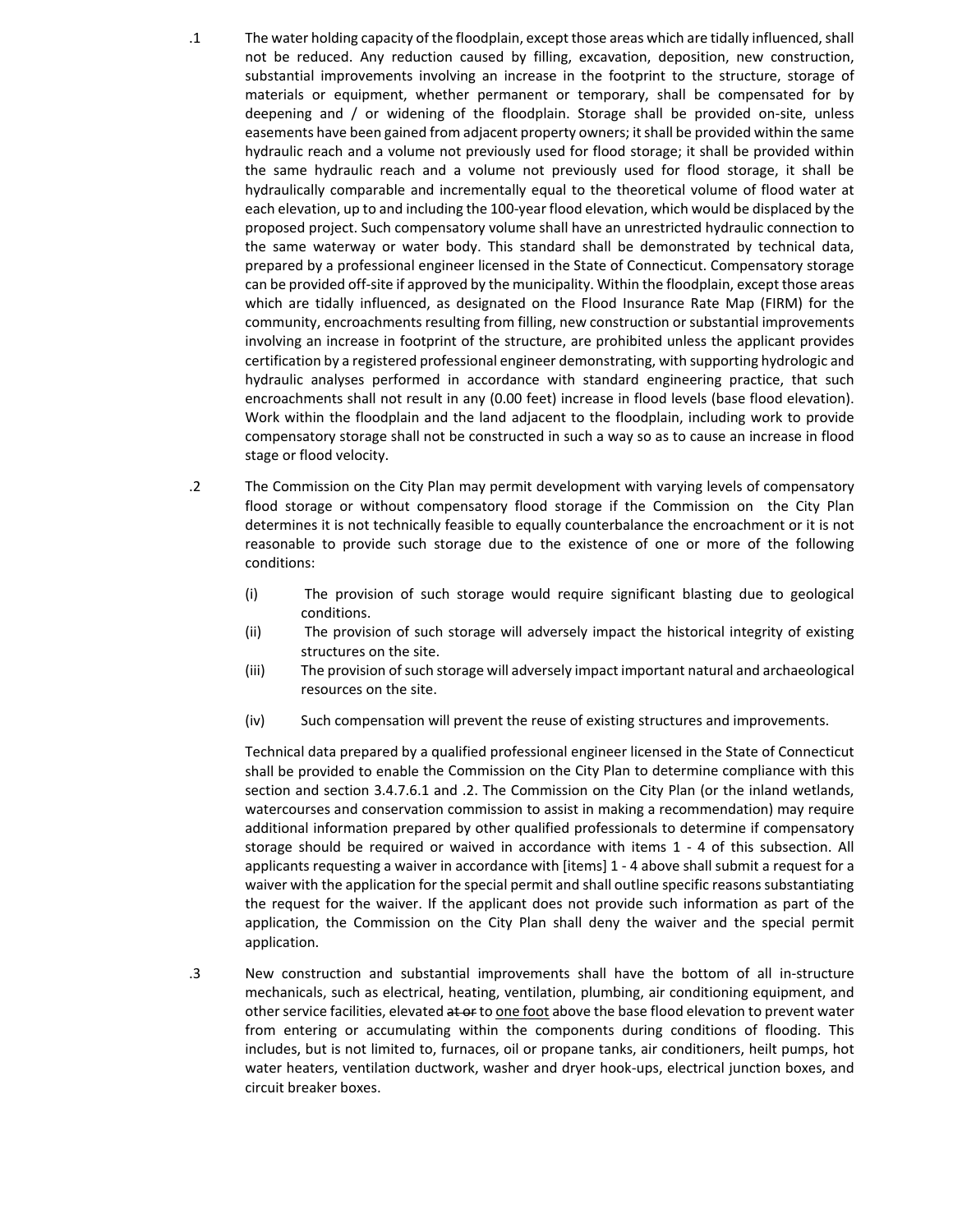.1 The water holding capacity of the floodplain, except those areas which are tidally influenced, shall not be reduced. Any reduction caused by filling, excavation, deposition, new construction, substantial improvements involving an increase in the footprint to the structure, storage of materials or equipment, whether permanent or temporary, shall be compensated for by deepening and / or widening of the floodplain. Storage shall be provided on-site, unless easements have been gained from adjacent property owners; it shall be provided within the same hydraulic reach and a volume not previously used for flood storage; it shall be provided within the same hydraulic reach and a volume not previously used for flood storage, it shall be hydraulically comparable and incrementally equal to the theoretical volume of flood water at each elevation, up to and including the 100-year flood elevation, which would be displaced by the proposed project. Such compensatory volume shall have an unrestricted hydraulic connection to the same waterway or water body. This standard shall be demonstrated by technical data, prepared by a professional engineer licensed in the State of Connecticut. Compensatory storage can be provided off-site if approved by the municipality. Within the floodplain, except those areas which are tidally influenced, as designated on the Flood Insurance Rate Map (FIRM) for the community, encroachments resulting from filling, new construction or substantial improvements involving an increase in footprint of the structure, are prohibited unless the applicant provides certification by a registered professional engineer demonstrating, with supporting hydrologic and hydraulic analyses performed in accordance with standard engineering practice, that such encroachments shall not result in any (0.00 feet) increase in flood levels (base flood elevation). Work within the floodplain and the land adjacent to the floodplain, including work to provide compensatory storage shall not be constructed in such a way so as to cause an increase in flood stage or flood velocity.

.2 The Commission on the City Plan may permit development with varying levels of compensatory flood storage or without compensatory flood storage if the Commission on the City Plan determines it is not technically feasible to equally counterbalance the encroachment or it is not reasonable to provide such storage due to the existence of one or more of the following conditions:

(i) The provision of such storage would require significant blasting due to geological conditions.

(ii) The provision of such storage will adversely impact the historical integrity of existing structures on the site.

(iii) The provision of such storage will adversely impact important natural and archaeological resources on the site.

(iv) Such compensation will prevent the reuse of existing structures and improvements.

Technical data prepared by a qualified professional engineer licensed in the State of Connecticut shall be provided to enable the Commission on the City Plan to determine compliance with this section and section 3.4.7.6.1 and .2. The Commission on the City Plan (or the inland wetlands, watercourses and conservation commission to assist in making a recommendation) may require additional information prepared by other qualified professionals to determine if compensatory storage should be required or waived in accordance with items 1 - 4 of this subsection. All applicants requesting a waiver in accordance with [items] 1 - 4 above shall submit a request for a waiver with the application for the special permit and shall outline specific reasons substantiating the request for the waiver. If the applicant does not provide such information as part of the application, the Commission on the City Plan shall deny the waiver and the special permit application.

.3 New construction and substantial improvements shall have the bottom of all in-structure mechanicals, such as electrical, heating, ventilation, plumbing, air conditioning equipment, and other service facilities, elevated ~~at or~~ to <u>one foot</u> above the base flood elevation to prevent water from entering or accumulating within the components during conditions of flooding. This includes, but is not limited to, furnaces, oil or propane tanks, air conditioners, heilt pumps, hot water heaters, ventilation ductwork, washer and dryer hook-ups, electrical junction boxes, and circuit breaker boxes.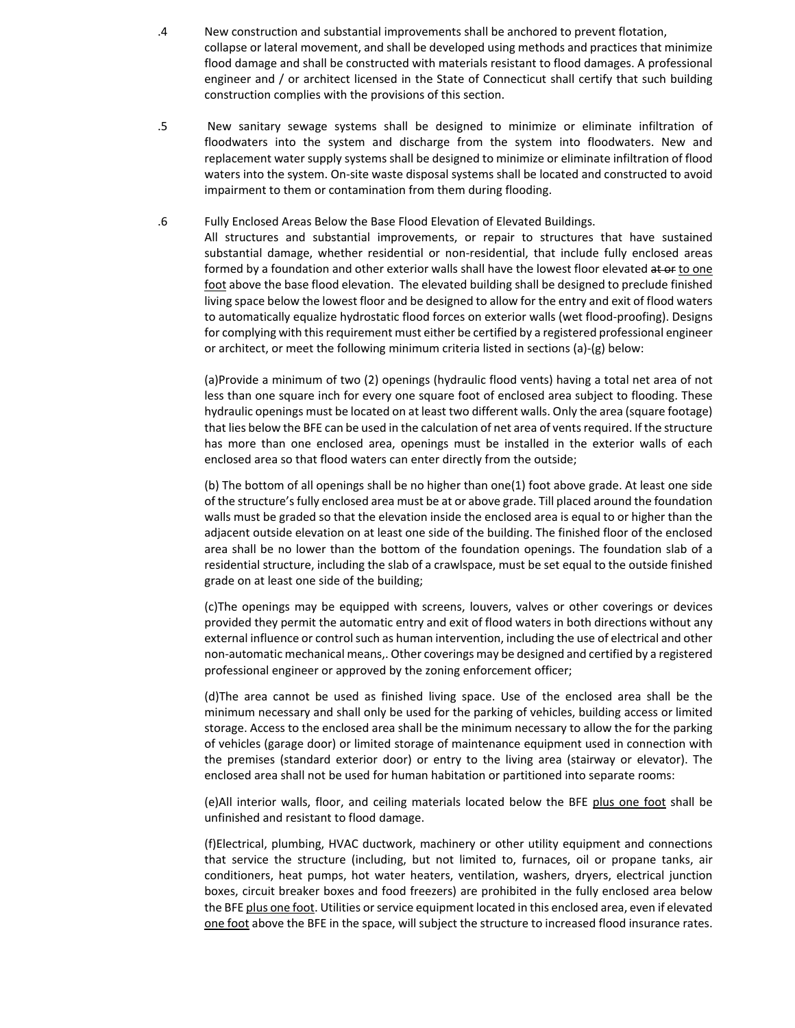.4 New construction and substantial improvements shall be anchored to prevent flotation, collapse or lateral movement, and shall be developed using methods and practices that minimize flood damage and shall be constructed with materials resistant to flood damages. A professional engineer and / or architect licensed in the State of Connecticut shall certify that such building construction complies with the provisions of this section.

.5 New sanitary sewage systems shall be designed to minimize or eliminate infiltration of floodwaters into the system and discharge from the system into floodwaters. New and replacement water supply systems shall be designed to minimize or eliminate infiltration of flood waters into the system. On-site waste disposal systems shall be located and constructed to avoid impairment to them or contamination from them during flooding.

.6 Fully Enclosed Areas Below the Base Flood Elevation of Elevated Buildings.

All structures and substantial improvements, or repair to structures that have sustained substantial damage, whether residential or non-residential, that include fully enclosed areas formed by a foundation and other exterior walls shall have the lowest floor elevated ~~at or~~ <u>to one foot</u> above the base flood elevation. The elevated building shall be designed to preclude finished living space below the lowest floor and be designed to allow for the entry and exit of flood waters to automatically equalize hydrostatic flood forces on exterior walls (wet flood-proofing). Designs for complying with this requirement must either be certified by a registered professional engineer or architect, or meet the following minimum criteria listed in sections (a)-(g) below:

(a)Provide a minimum of two (2) openings (hydraulic flood vents) having a total net area of not less than one square inch for every one square foot of enclosed area subject to flooding. These hydraulic openings must be located on at least two different walls. Only the area (square footage) that lies below the BFE can be used in the calculation of net area of vents required. If the structure has more than one enclosed area, openings must be installed in the exterior walls of each enclosed area so that flood waters can enter directly from the outside;

(b) The bottom of all openings shall be no higher than one(1) foot above grade. At least one side of the structure's fully enclosed area must be at or above grade. Till placed around the foundation walls must be graded so that the elevation inside the enclosed area is equal to or higher than the adjacent outside elevation on at least one side of the building. The finished floor of the enclosed area shall be no lower than the bottom of the foundation openings. The foundation slab of a residential structure, including the slab of a crawlspace, must be set equal to the outside finished grade on at least one side of the building;

(c)The openings may be equipped with screens, louvers, valves or other coverings or devices provided they permit the automatic entry and exit of flood waters in both directions without any external influence or control such as human intervention, including the use of electrical and other non-automatic mechanical means,. Other coverings may be designed and certified by a registered professional engineer or approved by the zoning enforcement officer;

(d)The area cannot be used as finished living space. Use of the enclosed area shall be the minimum necessary and shall only be used for the parking of vehicles, building access or limited storage. Access to the enclosed area shall be the minimum necessary to allow the for the parking of vehicles (garage door) or limited storage of maintenance equipment used in connection with the premises (standard exterior door) or entry to the living area (stairway or elevator). The enclosed area shall not be used for human habitation or partitioned into separate rooms:

(e)All interior walls, floor, and ceiling materials located below the BFE <u>plus one foot</u> shall be unfinished and resistant to flood damage.

(f)Electrical, plumbing, HVAC ductwork, machinery or other utility equipment and connections that service the structure (including, but not limited to, furnaces, oil or propane tanks, air conditioners, heat pumps, hot water heaters, ventilation, washers, dryers, electrical junction boxes, circuit breaker boxes and food freezers) are prohibited in the fully enclosed area below the BFE <u>plus one foot</u>. Utilities or service equipment located in this enclosed area, even if elevated <u>one foot</u> above the BFE in the space, will subject the structure to increased flood insurance rates.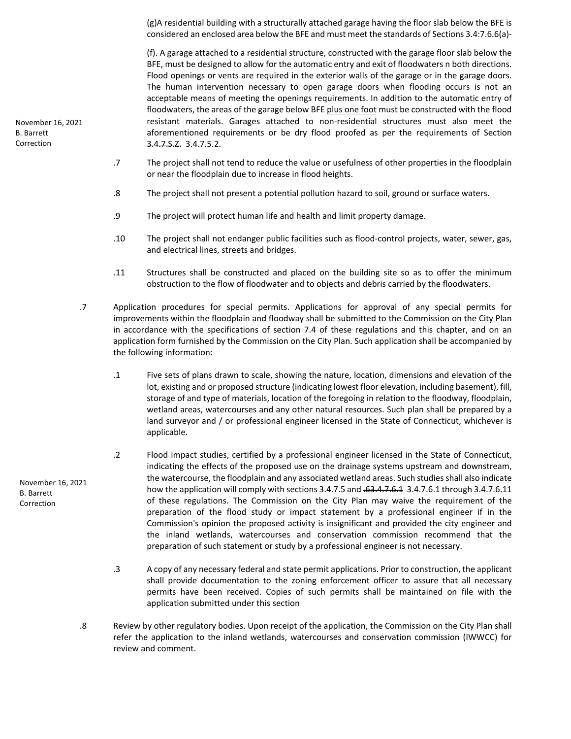(g)A residential building with a structurally attached garage having the floor slab below the BFE is considered an enclosed area below the BFE and must meet the standards of Sections 3.4:7.6.6(a)-

(f). A garage attached to a residential structure, constructed with the garage floor slab below the BFE, must be designed to allow for the automatic entry and exit of floodwaters n both directions. Flood openings or vents are required in the exterior walls of the garage or in the garage doors. The human intervention necessary to open garage doors when flooding occurs is not an acceptable means of meeting the openings requirements. In addition to the automatic entry of floodwaters, the areas of the garage below BFE <u>plus one foot</u> must be constructed with the flood resistant materials. Garages attached to non-residential structures must also meet the aforementioned requirements or be dry flood proofed as per the requirements of Section ~~3.4.7.S.Z.~~ 3.4.7.5.2.

November 16, 2021
B. Barrett
Correction

.7 The project shall not tend to reduce the value or usefulness of other properties in the floodplain or near the floodplain due to increase in flood heights.

.8 The project shall not present a potential pollution hazard to soil, ground or surface waters.

.9 The project will protect human life and health and limit property damage.

.10 The project shall not endanger public facilities such as flood-control projects, water, sewer, gas, and electrical lines, streets and bridges.

.11 Structures shall be constructed and placed on the building site so as to offer the minimum obstruction to the flow of floodwater and to objects and debris carried by the floodwaters.

.7 Application procedures for special permits. Applications for approval of any special permits for improvements within the floodplain and floodway shall be submitted to the Commission on the City Plan in accordance with the specifications of section 7.4 of these regulations and this chapter, and on an application form furnished by the Commission on the City Plan. Such application shall be accompanied by the following information:

.1 Five sets of plans drawn to scale, showing the nature, location, dimensions and elevation of the lot, existing and or proposed structure (indicating lowest floor elevation, including basement), fill, storage of and type of materials, location of the foregoing in relation to the floodway, floodplain, wetland areas, watercourses and any other natural resources. Such plan shall be prepared by a land surveyor and / or professional engineer licensed in the State of Connecticut, whichever is applicable.

November 16, 2021
B. Barrett
Correction

.2 Flood impact studies, certified by a professional engineer licensed in the State of Connecticut, indicating the effects of the proposed use on the drainage systems upstream and downstream, the watercourse, the floodplain and any associated wetland areas. Such studies shall also indicate how the application will comply with sections 3.4.7.5 and ~~.63.4.7.6.1~~ 3.4.7.6.1 through 3.4.7.6.11 of these regulations. The Commission on the City Plan may waive the requirement of the preparation of the flood study or impact statement by a professional engineer if in the Commission's opinion the proposed activity is insignificant and provided the city engineer and the inland wetlands, watercourses and conservation commission recommend that the preparation of such statement or study by a professional engineer is not necessary.

.3 A copy of any necessary federal and state permit applications. Prior to construction, the applicant shall provide documentation to the zoning enforcement officer to assure that all necessary permits have been received. Copies of such permits shall be maintained on file with the application submitted under this section

.8 Review by other regulatory bodies. Upon receipt of the application, the Commission on the City Plan shall refer the application to the inland wetlands, watercourses and conservation commission (IWWCC) for review and comment.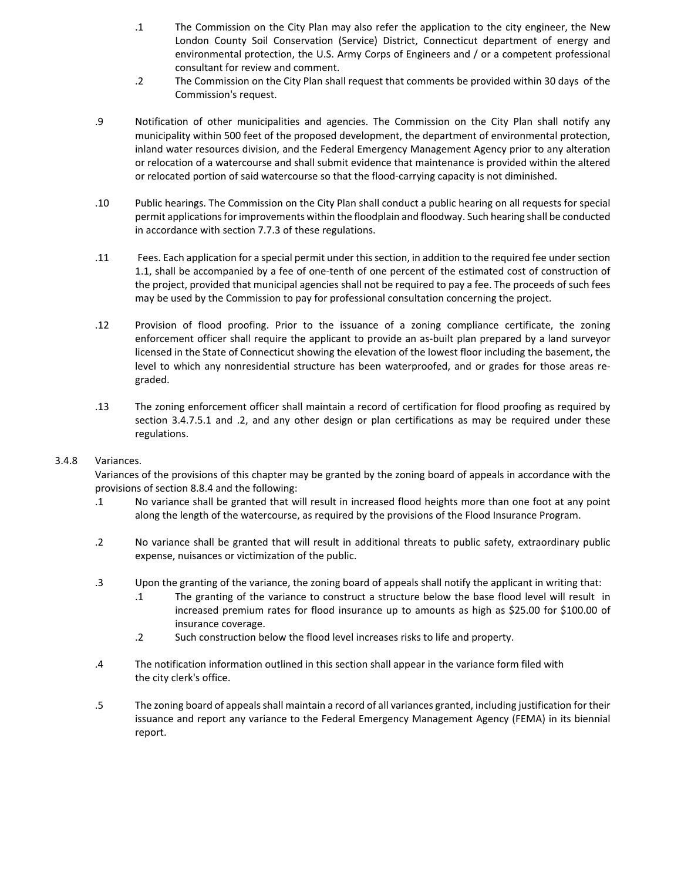.1 The Commission on the City Plan may also refer the application to the city engineer, the New London County Soil Conservation (Service) District, Connecticut department of energy and environmental protection, the U.S. Army Corps of Engineers and / or a competent professional consultant for review and comment.

.2 The Commission on the City Plan shall request that comments be provided within 30 days of the Commission's request.

.9 Notification of other municipalities and agencies. The Commission on the City Plan shall notify any municipality within 500 feet of the proposed development, the department of environmental protection, inland water resources division, and the Federal Emergency Management Agency prior to any alteration or relocation of a watercourse and shall submit evidence that maintenance is provided within the altered or relocated portion of said watercourse so that the flood-carrying capacity is not diminished.

.10 Public hearings. The Commission on the City Plan shall conduct a public hearing on all requests for special permit applications for improvements within the floodplain and floodway. Such hearing shall be conducted in accordance with section 7.7.3 of these regulations.

.11 Fees. Each application for a special permit under this section, in addition to the required fee under section 1.1, shall be accompanied by a fee of one-tenth of one percent of the estimated cost of construction of the project, provided that municipal agencies shall not be required to pay a fee. The proceeds of such fees may be used by the Commission to pay for professional consultation concerning the project.

.12 Provision of flood proofing. Prior to the issuance of a zoning compliance certificate, the zoning enforcement officer shall require the applicant to provide an as-built plan prepared by a land surveyor licensed in the State of Connecticut showing the elevation of the lowest floor including the basement, the level to which any nonresidential structure has been waterproofed, and or grades for those areas re-graded.

.13 The zoning enforcement officer shall maintain a record of certification for flood proofing as required by section 3.4.7.5.1 and .2, and any other design or plan certifications as may be required under these regulations.

3.4.8 Variances.

Variances of the provisions of this chapter may be granted by the zoning board of appeals in accordance with the provisions of section 8.8.4 and the following:

.1 No variance shall be granted that will result in increased flood heights more than one foot at any point along the length of the watercourse, as required by the provisions of the Flood Insurance Program.

.2 No variance shall be granted that will result in additional threats to public safety, extraordinary public expense, nuisances or victimization of the public.

.3 Upon the granting of the variance, the zoning board of appeals shall notify the applicant in writing that:

.1 The granting of the variance to construct a structure below the base flood level will result in increased premium rates for flood insurance up to amounts as high as $25.00 for $100.00 of insurance coverage.

.2 Such construction below the flood level increases risks to life and property.

.4 The notification information outlined in this section shall appear in the variance form filed with the city clerk's office.

.5 The zoning board of appeals shall maintain a record of all variances granted, including justification for their issuance and report any variance to the Federal Emergency Management Agency (FEMA) in its biennial report.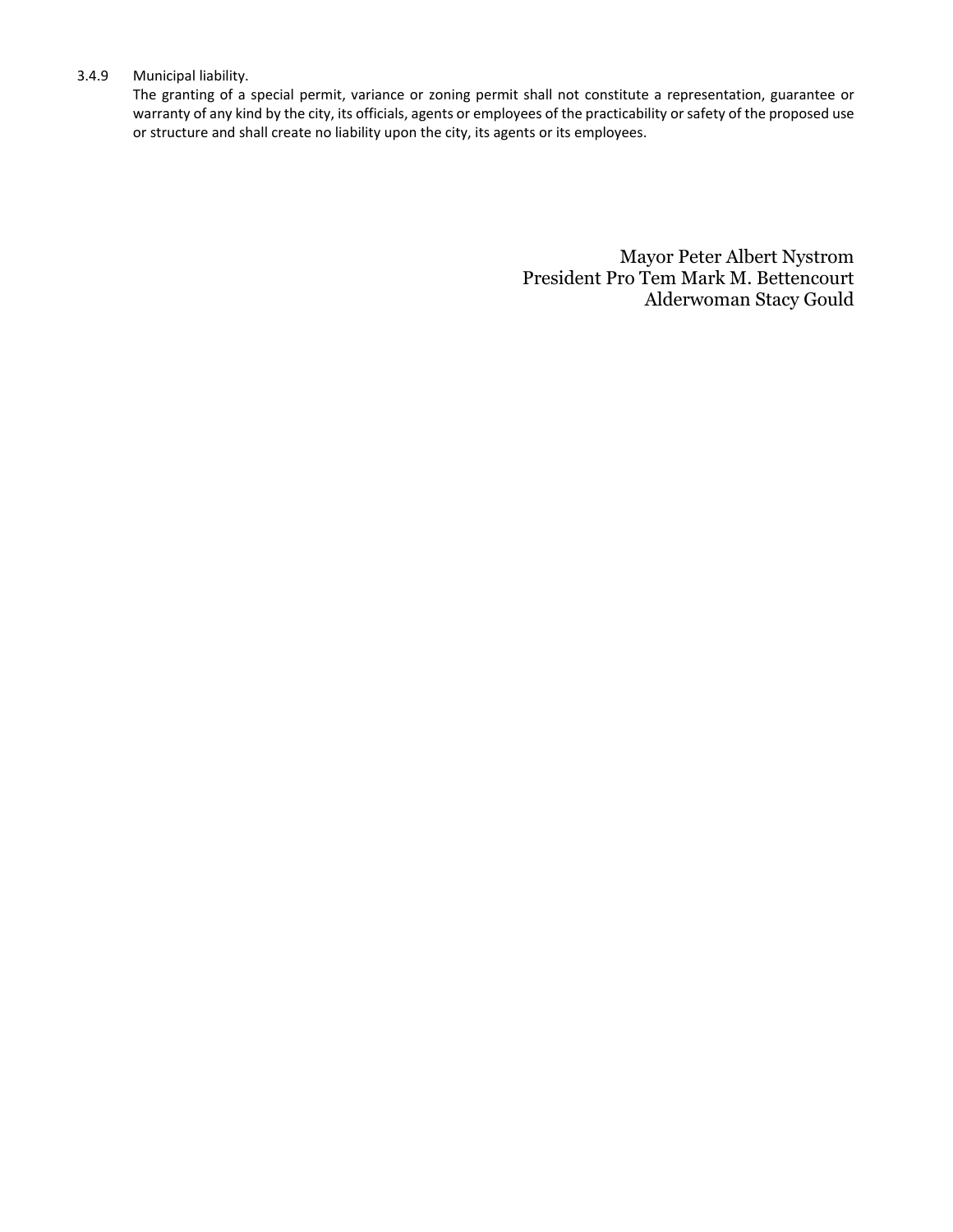3.4.9 Municipal liability.

The granting of a special permit, variance or zoning permit shall not constitute a representation, guarantee or warranty of any kind by the city, its officials, agents or employees of the practicability or safety of the proposed use or structure and shall create no liability upon the city, its agents or its employees.

Mayor Peter Albert Nystrom
President Pro Tem Mark M. Bettencourt
Alderwoman Stacy Gould